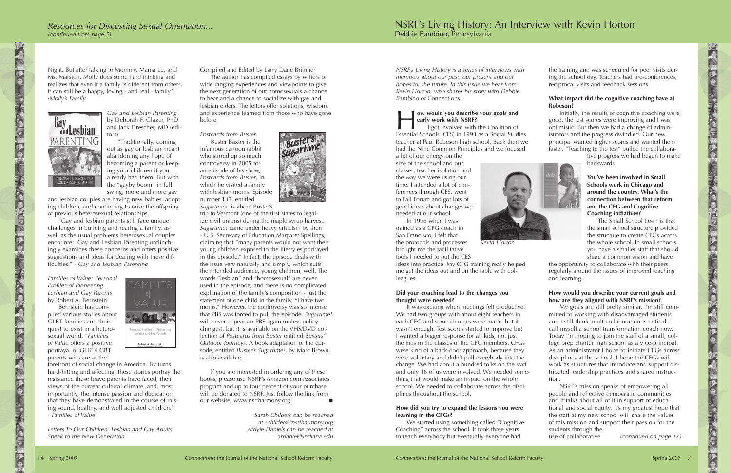## Resources for Discussing Sexual Orientation...

*(continued from page 5)*

Night. But after talking to Mommy, Mama Lu, and Ms. Marston, Molly does some hard thinking and realizes that even if a family is different from others, it can still be a happy, loving - and real - family." *-Molly's Family*

*Gay and Lesbian Parenting* by Deborah F. Glazer, PhD and Jack Drescher, MD (editors)

"Traditionally, coming out as gay or lesbian meant abandoning any hope of becoming a parent or keeping your children if you already had them. But with the "gayby boom" in full swing, more and more gay and lesbian couples are having new babies, adopting children, and continuing to raise the offspring of previous heterosexual relationships.

"Gay and lesbian parents still face unique challenges in building and rearing a family, as well as the usual problems heterosexual couples encounter. Gay and Lesbian Parenting unflinchingly examines these concerns and offers positive suggestions and ideas for dealing with these difficulties." *- Gay and Lesbian Parenting*

*Families of Value: Personal Profiles of Pioneering Lesbian and Gay Parents* by Robert A. Bernstein

Bernstein has complied various stories about GLBT families and their quest to exist in a heterosexual world. "*Families of Value* offers a positive portrayal of GLBT/LGBT parents who are at the forefront of social change in America. By turns hard-hitting and affecting, these stories portray the resistance these brave parents have faced, their views of the current cultural climate, and, most importantly, the intense passion and dedication that they have demonstrated in the course of raising sound, healthy, and well adjusted children." *- Families of Value*

*Letters To Our Children: Lesbian and Gay Adults Speak to the New Generation*

Compiled and Edited by Larry Dane Brimner

The author has compiled essays by writers of wide-ranging experiences and viewpoints to give the next generation of out homosexuals a chance to hear and a chance to socialize with gay and lesbian elders. The letters offer solutions, wisdom, and experience learned from those who have gone before.

*Postcards from Buster*

Buster Baxter is the infamous cartoon rabbit who stirred up so much controversy in 2005 for an episode of his show, *Postcards from Buster*, in which he visited a family with lesbian moms. Episode number 133, entitled *Sugartime!*, is about Buster's trip to Vermont (one of the first states to legalize civil unions) during the maple syrup harvest. *Sugartime!* came under heavy criticism by then - U.S. Secretary of Education Margaret Spellings, claiming that "many parents would not want their young children exposed to the lifestyles portrayed in this episode." In fact, the episode deals with the issue very naturally and simply, which suits the intended audience, young children, well. The words "lesbian" and "homosexual" are never used in the episode, and there is no complicated explanation of the family's composition - just the statement of one child in the family, "I have two moms." However, the controversy was so intense that PBS was forced to pull the episode. *Sugartime!* will never appear on PBS again (unless policy changes), but it is available on the VHS/DVD collection of *Postcards from Buster* entitled B*usters' Outdoor Journeys*. A book adaptation of the episode, entitled *Buster's Sugartime!*, by Marc Brown, is also available.

If you are interested in ordering any of these books, please use NSRF's Amazon.com Associates program and up to four percent of your purchase will be donated to NSRF. Just follow the link from our website, www.nsrfharmony.org! ■

*Sarah Childers can be reached at schilders@nsrfharmony.org*
*Afriyie Daniels can be reached at ardaniel@indiana.edu*

## NSRF's Living History: An Interview with Kevin Horton

Debbie Bambino, Pennsylvania

*NSRF's Living History is a series of interviews with members about our past, our present and our hopes for the future. In this issue we hear from Kevin Horton, who shares his story with Debbie Bambino of* Connections.

**How would you describe your goals and early work with NSRF?**

I got involved with the Coalition of Essential Schools (CES) in 1993 as a Social Studies teacher at Paul Robeson high school. Back then we had the Nine Common Principles and we focused a lot of our energy on the size of the school and our classes, teacher isolation and the way we were using our time. I attended a lot of conferences through CES, went to Fall Forum and got lots of good ideas about changes we needed at our school.

In 1996 when I was trained as a CFG coach in San Francisco, I felt that the protocols and processes brought me the facilitative tools I needed to put the CES ideas into practice. My CFG training really helped me get the ideas out and on the table with colleagues.

*Kevin Horton*

**Did your coaching lead to the changes you thought were needed?**

It was exciting when meetings felt productive. We had two groups with about eight teachers in each CFG and some changes were made, but it wasn't enough. Test scores started to improve but I wanted a bigger response for all kids, not just the kids in the classes of the CFG members. CFGs were kind of a back-door approach, because they were voluntary and didn't pull everybody into the change. We had about a hundred folks on the staff and only 16 of us were involved. We needed something that would make an impact on the whole school. We needed to collaborate across the disciplines throughout the school.

**How did you try to expand the lessons you were learning in the CFGs?**

We started using something called "Cognitive Coaching" across the school. It took three years to reach everybody but eventually everyone had the training and was scheduled for peer visits during the school day. Teachers had pre-conferences, reciprocal visits and feedback sessions.

**What impact did the cognitive coaching have at Robeson?**

Initially, the results of cognitive coaching were good, the test scores were improving and I was optimistic. But then we had a change of administrators and the progress dwindled. Our new principal wanted higher scores and wanted them faster. "Teaching to the test" pulled the collaborative progress we had begun to make backwards.

**You've been involved in Small Schools work in Chicago and around the country. What's the connection between that reform and the CFG and Cognitive Coaching initiatives?**

The Small School tie-in is that the small school structure provided the structure to create CFGs across the whole school. In small schools you have a smaller staff that should share a common vision and have the opportunity to collaborate with their peers regularly around the issues of improved teaching and learning.

**How would you describe your current goals and how are they aligned with NSRF's mission?**

My goals are still pretty similar. I'm still committed to working with disadvantaged students and I still think adult collaboration is critical. I call myself a school transformation coach now. Today I'm hoping to join the staff of a small, college prep charter high school as a vice-principal. As an administrator I hope to initiate CFGs across disciplines at the school. I hope the CFGs will work as structures that introduce and support distributed leadership practices and shared instruction.

NSRF's mission speaks of empowering all people and reflective democratic communities and it talks about all of it in support of educational and social equity. It's my greatest hope that the staff at my new school will share the values of this mission and support their passion for the students through the use of collaborative *(continued on page 17)*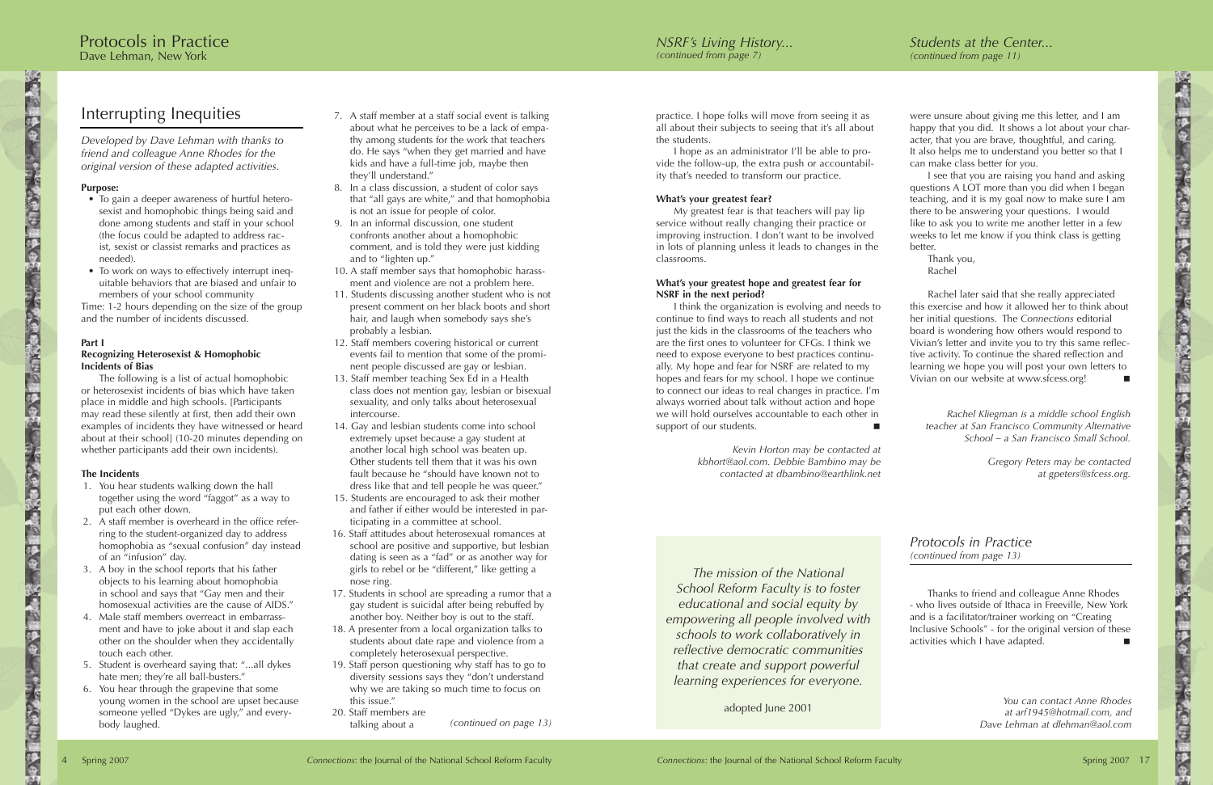## Protocols in Practice

Dave Lehman, New York

# Interrupting Inequities

*Developed by Dave Lehman with thanks to friend and colleague Anne Rhodes for the original version of these adapted activities.*

**Purpose:**

- To gain a deeper awareness of hurtful heterosexist and homophobic things being said and done among students and staff in your school (the focus could be adapted to address racist, sexist or classist remarks and practices as needed).
- To work on ways to effectively interrupt inequitable behaviors that are biased and unfair to members of your school community

Time: 1-2 hours depending on the size of the group and the number of incidents discussed.

**Part I**

**Recognizing Heterosexist & Homophobic Incidents of Bias**

The following is a list of actual homophobic or heterosexist incidents of bias which have taken place in middle and high schools. [Participants may read these silently at first, then add their own examples of incidents they have witnessed or heard about at their school] (10-20 minutes depending on whether participants add their own incidents).

**The Incidents**

1. You hear students walking down the hall together using the word "faggot" as a way to put each other down.
2. A staff member is overheard in the office referring to the student-organized day to address homophobia as "sexual confusion" day instead of an "infusion" day.
3. A boy in the school reports that his father objects to his learning about homophobia in school and says that "Gay men and their homosexual activities are the cause of AIDS."
4. Male staff members overreact in embarrassment and have to joke about it and slap each other on the shoulder when they accidentally touch each other.
5. Student is overheard saying that: "...all dykes hate men; they're all ball-busters."
6. You hear through the grapevine that some young women in the school are upset because someone yelled "Dykes are ugly," and everybody laughed.
7. A staff member at a staff social event is talking about what he perceives to be a lack of empathy among students for the work that teachers do. He says "when they get married and have kids and have a full-time job, maybe then they'll understand."
8. In a class discussion, a student of color says that "all gays are white," and that homophobia is not an issue for people of color.
9. In an informal discussion, one student confronts another about a homophobic comment, and is told they were just kidding and to "lighten up."
10. A staff member says that homophobic harassment and violence are not a problem here.
11. Students discussing another student who is not present comment on her black boots and short hair, and laugh when somebody says she's probably a lesbian.
12. Staff members covering historical or current events fail to mention that some of the prominent people discussed are gay or lesbian.
13. Staff member teaching Sex Ed in a Health class does not mention gay, lesbian or bisexual sexuality, and only talks about heterosexual intercourse.
14. Gay and lesbian students come into school extremely upset because a gay student at another local high school was beaten up. Other students tell them that it was his own fault because he "should have known not to dress like that and tell people he was queer."
15. Students are encouraged to ask their mother and father if either would be interested in participating in a committee at school.
16. Staff attitudes about heterosexual romances at school are positive and supportive, but lesbian dating is seen as a "fad" or as another way for girls to rebel or be "different," like getting a nose ring.
17. Students in school are spreading a rumor that a gay student is suicidal after being rebuffed by another boy. Neither boy is out to the staff.
18. A presenter from a local organization talks to students about date rape and violence from a completely heterosexual perspective.
19. Staff person questioning why staff has to go to diversity sessions says they "don't understand why we are taking so much time to focus on this issue."
20. Staff members are talking about a

*(continued on page 13)*

## NSRF's Living History...

*(continued from page 7)*

practice. I hope folks will move from seeing it as all about their subjects to seeing that it's all about the students.

I hope as an administrator I'll be able to provide the follow-up, the extra push or accountability that's needed to transform our practice.

**What's your greatest fear?**

My greatest fear is that teachers will pay lip service without really changing their practice or improving instruction. I don't want to be involved in lots of planning unless it leads to changes in the classrooms.

**What's your greatest hope and greatest fear for NSRF in the next period?**

I think the organization is evolving and needs to continue to find ways to reach all students and not just the kids in the classrooms of the teachers who are the first ones to volunteer for CFGs. I think we need to expose everyone to best practices continually. My hope and fear for NSRF are related to my hopes and fears for my school. I hope we continue to connect our ideas to real changes in practice. I'm always worried about talk without action and hope we will hold ourselves accountable to each other in support of our students. ■

*Kevin Horton may be contacted at kbhort@aol.com. Debbie Bambino may be contacted at dbambino@earthlink.net*

*The mission of the National School Reform Faculty is to foster educational and social equity by empowering all people involved with schools to work collaboratively in reflective democratic communities that create and support powerful learning experiences for everyone.*

adopted June 2001

## Students at the Center...

*(continued from page 11)*

were unsure about giving me this letter, and I am happy that you did. It shows a lot about your character, that you are brave, thoughtful, and caring. It also helps me to understand you better so that I can make class better for you.

I see that you are raising you hand and asking questions A LOT more than you did when I began teaching, and it is my goal now to make sure I am there to be answering your questions. I would like to ask you to write me another letter in a few weeks to let me know if you think class is getting better.

Thank you,
Rachel

Rachel later said that she really appreciated this exercise and how it allowed her to think about her initial questions. The *Connections* editorial board is wondering how others would respond to Vivian's letter and invite you to try this same reflective activity. To continue the shared reflection and learning we hope you will post your own letters to Vivian on our website at www.sfcess.org! ■

*Rachel Kliegman is a middle school English teacher at San Francisco Community Alternative School – a San Francisco Small School.*

*Gregory Peters may be contacted at gpeters@sfcess.org.*

## *Protocols in Practice*

*(continued from page 13)*

Thanks to friend and colleague Anne Rhodes - who lives outside of Ithaca in Freeville, New York and is a facilitator/trainer working on "Creating Inclusive Schools" - for the original version of these activities which I have adapted. ■

*You can contact Anne Rhodes at arf1945@hotmail.com, and Dave Lehman at dlehman@aol.com*